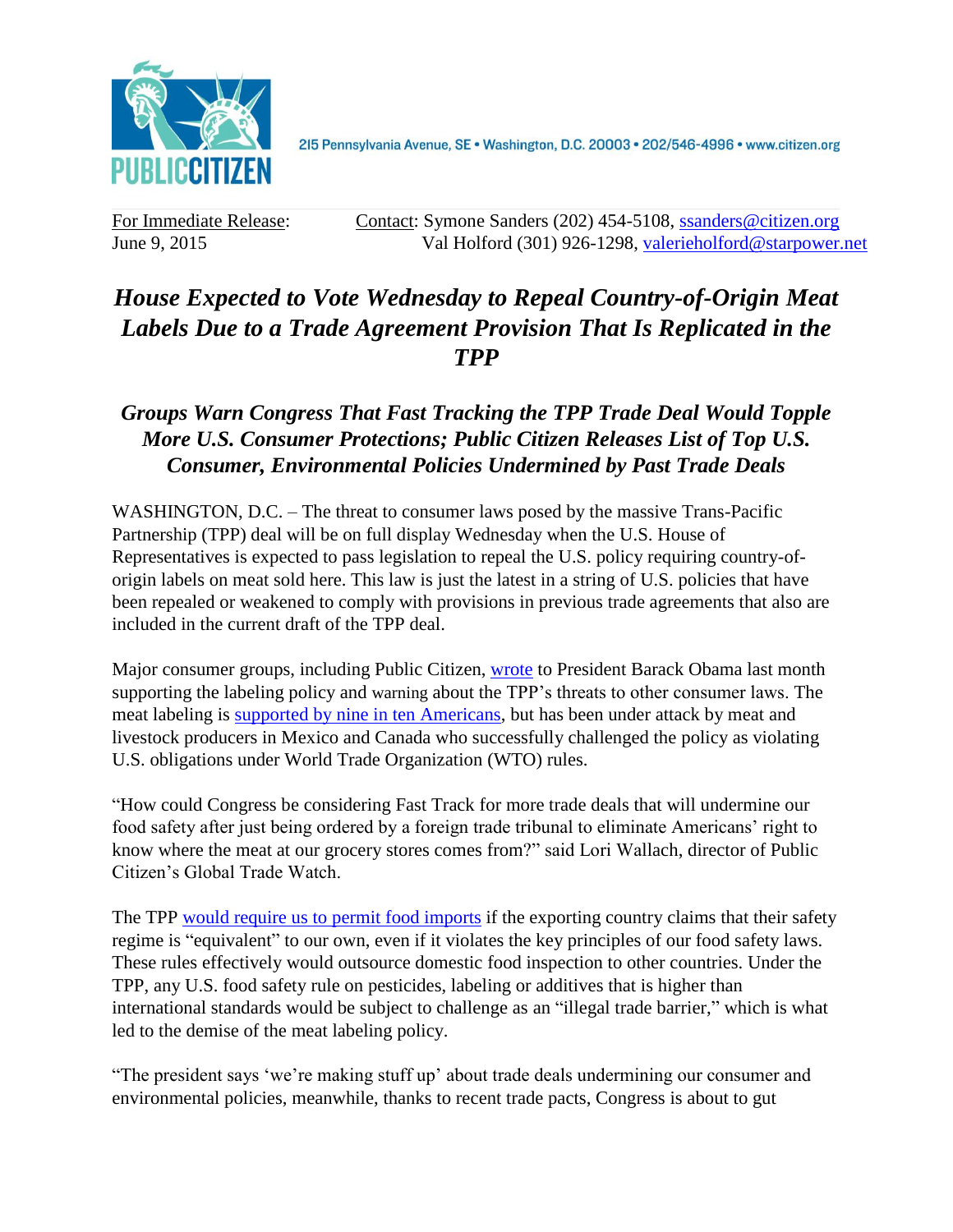PUBLIC CITIZEN

215 Pennsylvania Avenue, SE • Washington, D.C. 20003 • 202/546-4996 • www.citizen.org

For Immediate Release: June 9, 2015

Contact: Symone Sanders (202) 454-5108, ssanders@citizen.org
Val Holford (301) 926-1298, valerieholford@starpower.net

# *House Expected to Vote Wednesday to Repeal Country-of-Origin Meat Labels Due to a Trade Agreement Provision That Is Replicated in the TPP*

## *Groups Warn Congress That Fast Tracking the TPP Trade Deal Would Topple More U.S. Consumer Protections; Public Citizen Releases List of Top U.S. Consumer, Environmental Policies Undermined by Past Trade Deals*

WASHINGTON, D.C. – The threat to consumer laws posed by the massive Trans-Pacific Partnership (TPP) deal will be on full display Wednesday when the U.S. House of Representatives is expected to pass legislation to repeal the U.S. policy requiring country-of-origin labels on meat sold here. This law is just the latest in a string of U.S. policies that have been repealed or weakened to comply with provisions in previous trade agreements that also are included in the current draft of the TPP deal.

Major consumer groups, including Public Citizen, wrote to President Barack Obama last month supporting the labeling policy and warning about the TPP's threats to other consumer laws. The meat labeling is supported by nine in ten Americans, but has been under attack by meat and livestock producers in Mexico and Canada who successfully challenged the policy as violating U.S. obligations under World Trade Organization (WTO) rules.

"How could Congress be considering Fast Track for more trade deals that will undermine our food safety after just being ordered by a foreign trade tribunal to eliminate Americans' right to know where the meat at our grocery stores comes from?" said Lori Wallach, director of Public Citizen's Global Trade Watch.

The TPP would require us to permit food imports if the exporting country claims that their safety regime is "equivalent" to our own, even if it violates the key principles of our food safety laws. These rules effectively would outsource domestic food inspection to other countries. Under the TPP, any U.S. food safety rule on pesticides, labeling or additives that is higher than international standards would be subject to challenge as an "illegal trade barrier," which is what led to the demise of the meat labeling policy.

"The president says 'we're making stuff up' about trade deals undermining our consumer and environmental policies, meanwhile, thanks to recent trade pacts, Congress is about to gut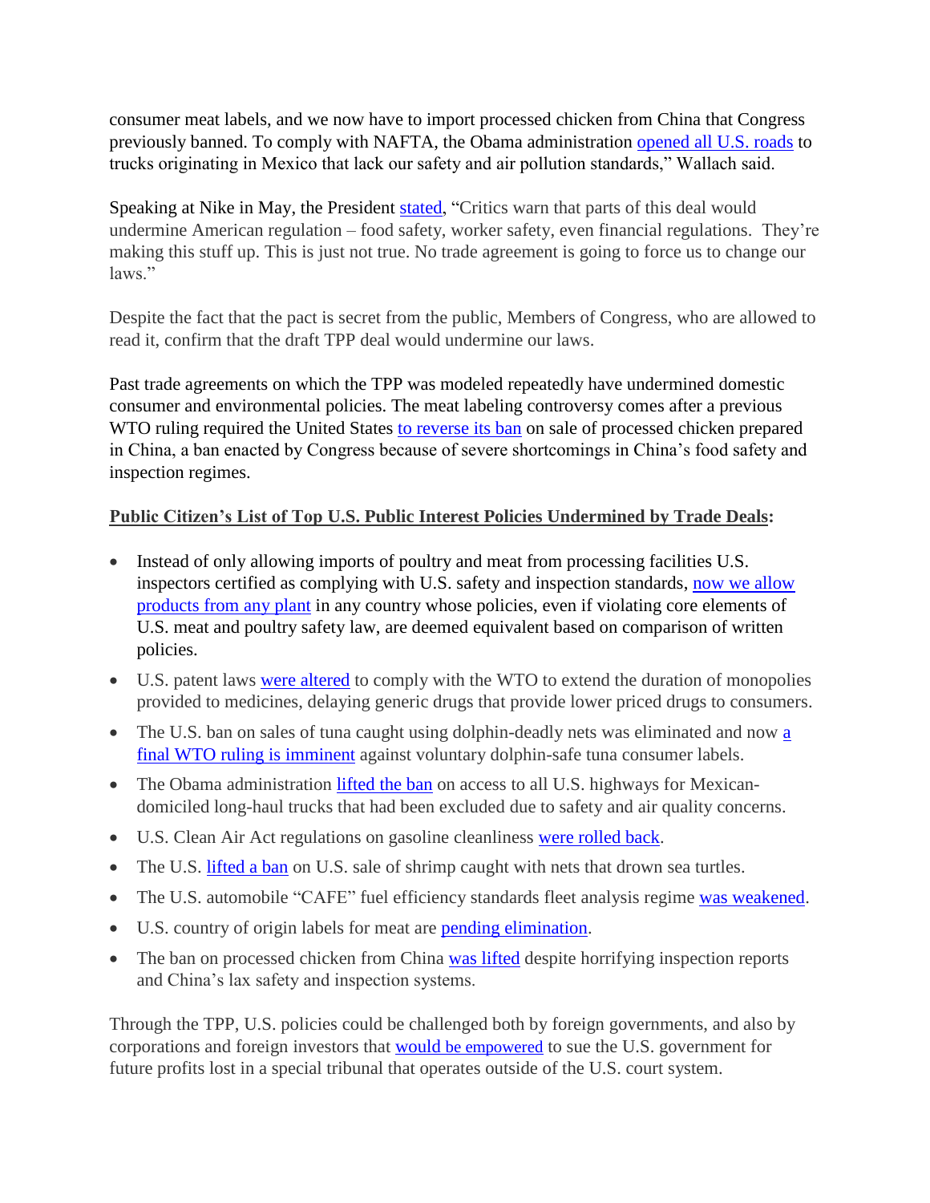consumer meat labels, and we now have to import processed chicken from China that Congress previously banned. To comply with NAFTA, the Obama administration opened all U.S. roads to trucks originating in Mexico that lack our safety and air pollution standards," Wallach said.

Speaking at Nike in May, the President stated, "Critics warn that parts of this deal would undermine American regulation – food safety, worker safety, even financial regulations. They're making this stuff up. This is just not true. No trade agreement is going to force us to change our laws."

Despite the fact that the pact is secret from the public, Members of Congress, who are allowed to read it, confirm that the draft TPP deal would undermine our laws.

Past trade agreements on which the TPP was modeled repeatedly have undermined domestic consumer and environmental policies. The meat labeling controversy comes after a previous WTO ruling required the United States to reverse its ban on sale of processed chicken prepared in China, a ban enacted by Congress because of severe shortcomings in China's food safety and inspection regimes.

**Public Citizen's List of Top U.S. Public Interest Policies Undermined by Trade Deals:**

- Instead of only allowing imports of poultry and meat from processing facilities U.S. inspectors certified as complying with U.S. safety and inspection standards, now we allow products from any plant in any country whose policies, even if violating core elements of U.S. meat and poultry safety law, are deemed equivalent based on comparison of written policies.
- U.S. patent laws were altered to comply with the WTO to extend the duration of monopolies provided to medicines, delaying generic drugs that provide lower priced drugs to consumers.
- The U.S. ban on sales of tuna caught using dolphin-deadly nets was eliminated and now a final WTO ruling is imminent against voluntary dolphin-safe tuna consumer labels.
- The Obama administration lifted the ban on access to all U.S. highways for Mexican-domiciled long-haul trucks that had been excluded due to safety and air quality concerns.
- U.S. Clean Air Act regulations on gasoline cleanliness were rolled back.
- The U.S. lifted a ban on U.S. sale of shrimp caught with nets that drown sea turtles.
- The U.S. automobile "CAFE" fuel efficiency standards fleet analysis regime was weakened.
- U.S. country of origin labels for meat are pending elimination.
- The ban on processed chicken from China was lifted despite horrifying inspection reports and China's lax safety and inspection systems.

Through the TPP, U.S. policies could be challenged both by foreign governments, and also by corporations and foreign investors that would be empowered to sue the U.S. government for future profits lost in a special tribunal that operates outside of the U.S. court system.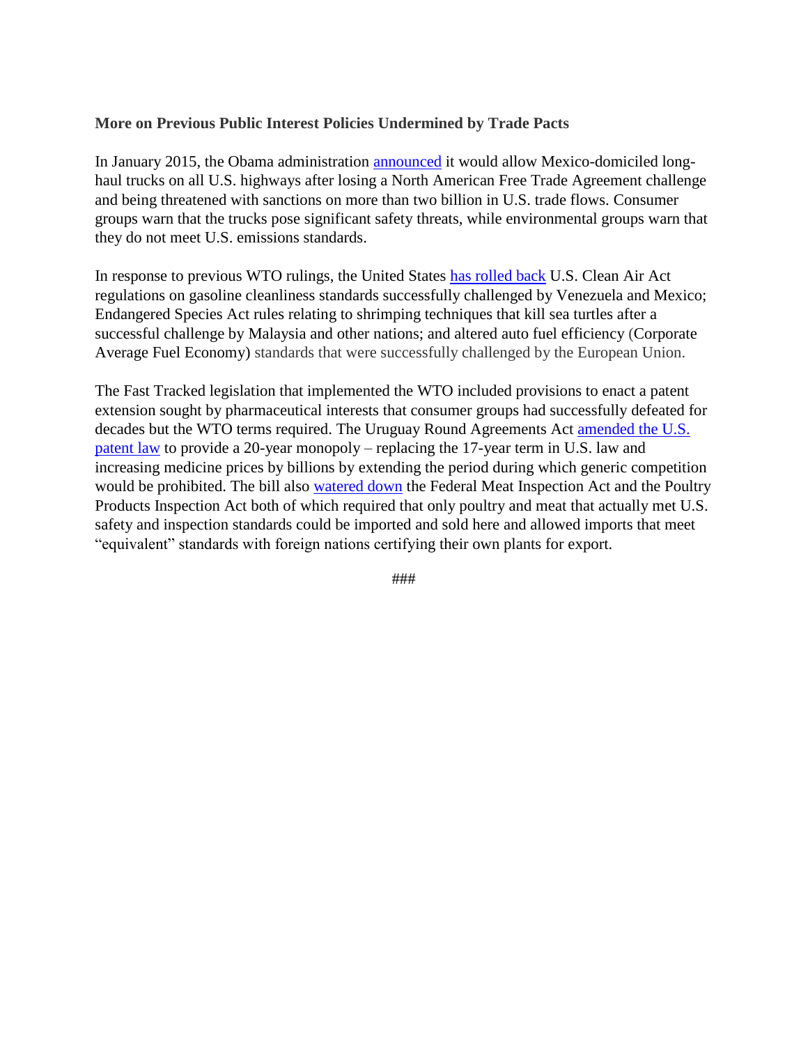**More on Previous Public Interest Policies Undermined by Trade Pacts**

In January 2015, the Obama administration announced it would allow Mexico-domiciled long-haul trucks on all U.S. highways after losing a North American Free Trade Agreement challenge and being threatened with sanctions on more than two billion in U.S. trade flows. Consumer groups warn that the trucks pose significant safety threats, while environmental groups warn that they do not meet U.S. emissions standards.

In response to previous WTO rulings, the United States has rolled back U.S. Clean Air Act regulations on gasoline cleanliness standards successfully challenged by Venezuela and Mexico; Endangered Species Act rules relating to shrimping techniques that kill sea turtles after a successful challenge by Malaysia and other nations; and altered auto fuel efficiency (Corporate Average Fuel Economy) standards that were successfully challenged by the European Union.

The Fast Tracked legislation that implemented the WTO included provisions to enact a patent extension sought by pharmaceutical interests that consumer groups had successfully defeated for decades but the WTO terms required. The Uruguay Round Agreements Act amended the U.S. patent law to provide a 20-year monopoly – replacing the 17-year term in U.S. law and increasing medicine prices by billions by extending the period during which generic competition would be prohibited. The bill also watered down the Federal Meat Inspection Act and the Poultry Products Inspection Act both of which required that only poultry and meat that actually met U.S. safety and inspection standards could be imported and sold here and allowed imports that meet "equivalent" standards with foreign nations certifying their own plants for export.

###